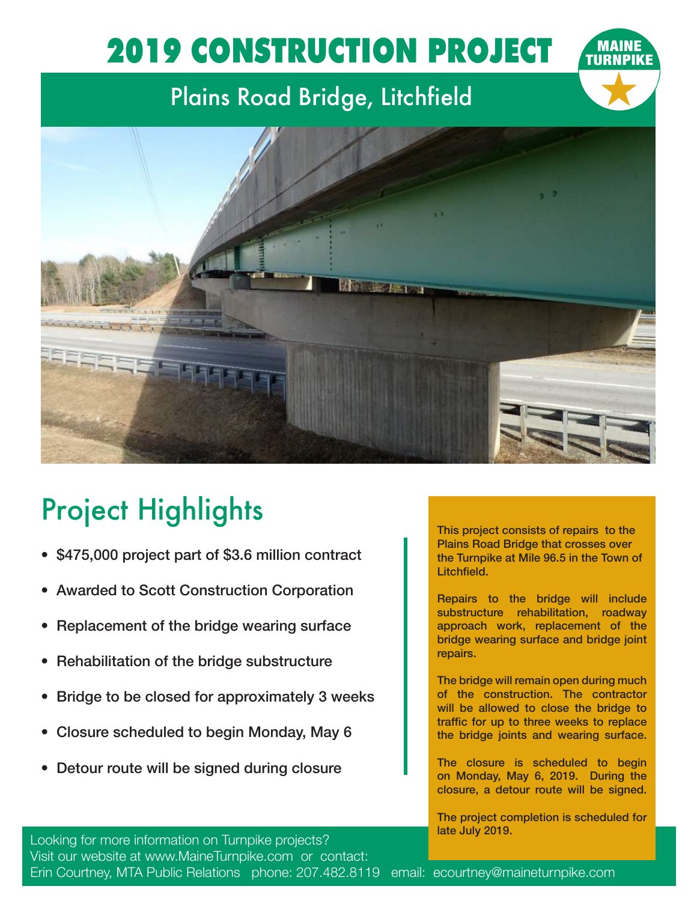# 2019 CONSTRUCTION PROJECT

MAINE TURNPIKE

## Plains Road Bridge, Litchfield

## Project Highlights

- $475,000 project part of $3.6 million contract
- Awarded to Scott Construction Corporation
- Replacement of the bridge wearing surface
- Rehabilitation of the bridge substructure
- Bridge to be closed for approximately 3 weeks
- Closure scheduled to begin Monday, May 6
- Detour route will be signed during closure

**This project consists of repairs to the Plains Road Bridge that crosses over the Turnpike at Mile 96.5 in the Town of Litchfield.**

**Repairs to the bridge will include substructure rehabilitation, roadway approach work, replacement of the bridge wearing surface and bridge joint repairs.**

**The bridge will remain open during much of the construction. The contractor will be allowed to close the bridge to traffic for up to three weeks to replace the bridge joints and wearing surface.**

**The closure is scheduled to begin on Monday, May 6, 2019. During the closure, a detour route will be signed.**

**The project completion is scheduled for late July 2019.**

Looking for more information on Turnpike projects?
Visit our website at www.MaineTurnpike.com or contact:
Erin Courtney, MTA Public Relations phone: 207.482.8119 email: ecourtney@maineturnpike.com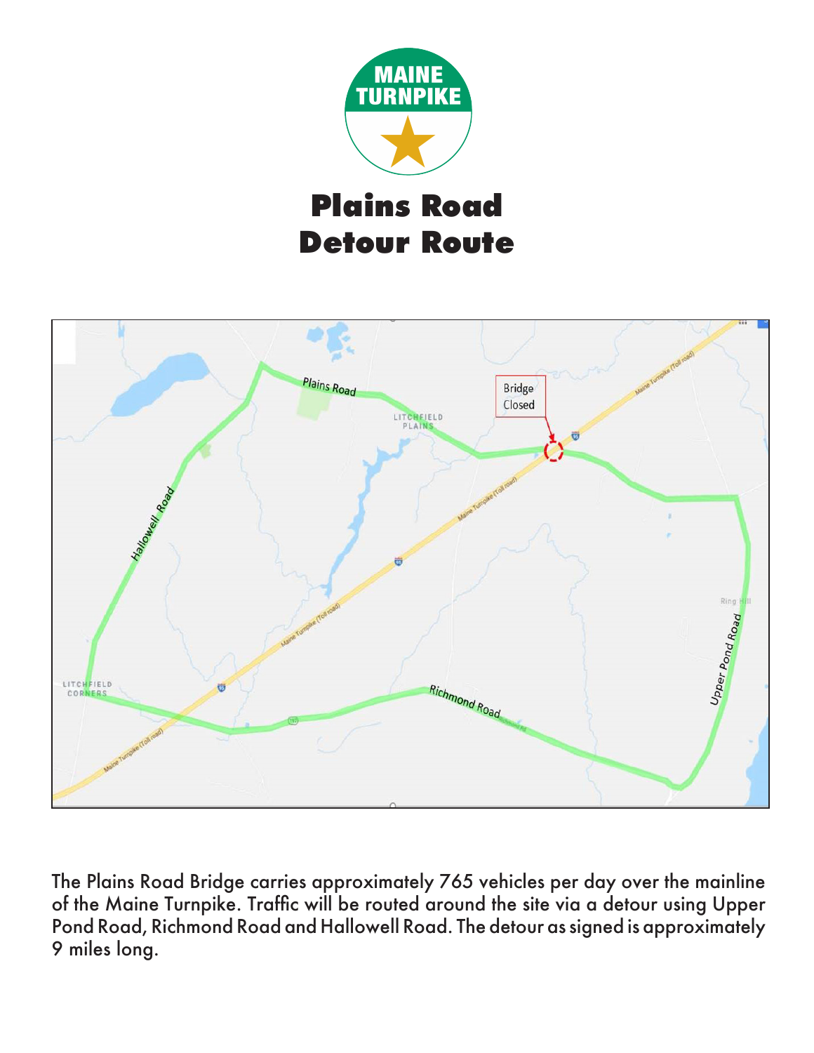MAINE TURNPIKE

# Plains Road Detour Route

Plains Road

LITCHFIELD PLAINS

Bridge Closed

Maine Turnpike (Toll road)

Hallowell Road

LITCHFIELD CORNERS

Richmond Road

Ring Hill

Upper Pond Road

The Plains Road Bridge carries approximately 765 vehicles per day over the mainline of the Maine Turnpike. Traffic will be routed around the site via a detour using Upper Pond Road, Richmond Road and Hallowell Road. The detour as signed is approximately 9 miles long.